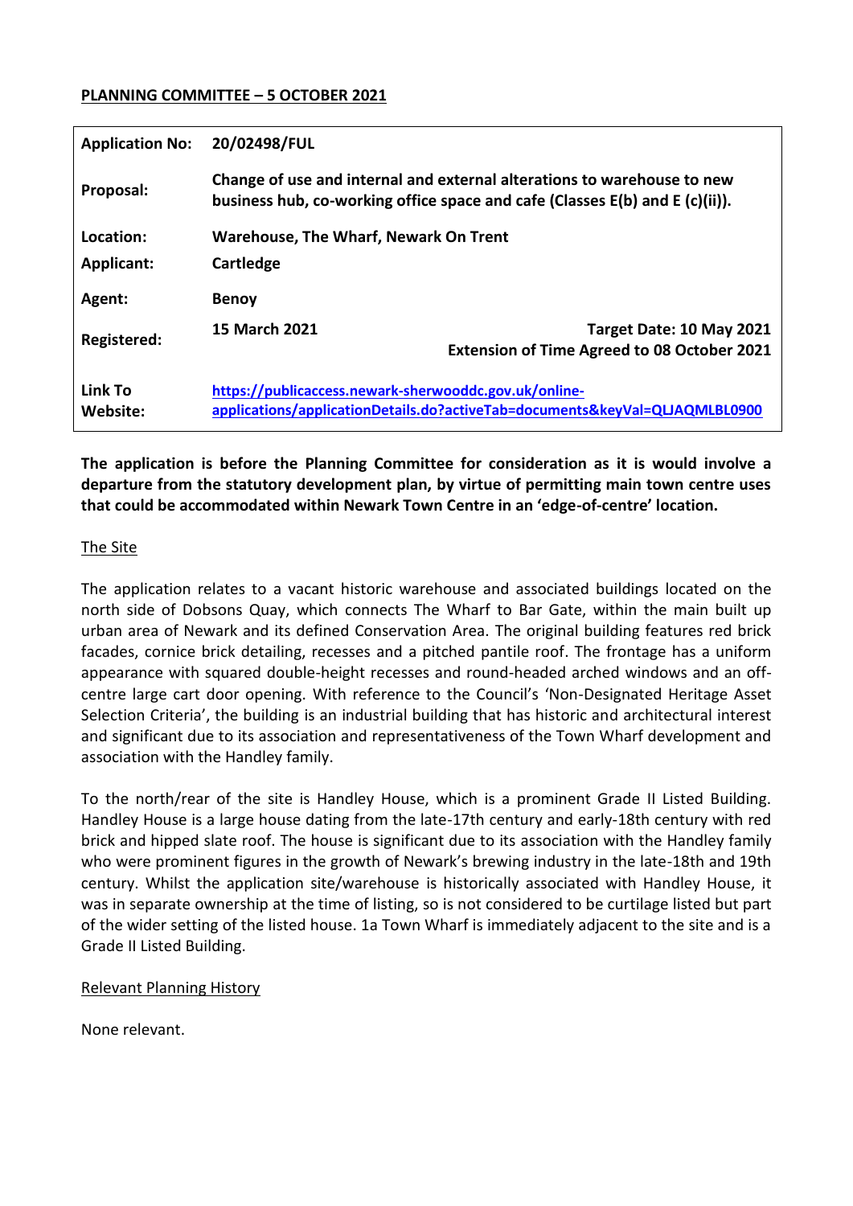**PLANNING COMMITTEE – 5 OCTOBER 2021**

| | | |
|---|---|---|
| **Application No:** | **20/02498/FUL** | |
| **Proposal:** | **Change of use and internal and external alterations to warehouse to new business hub, co-working office space and cafe (Classes E(b) and E (c)(ii)).** | |
| **Location:** | **Warehouse, The Wharf, Newark On Trent** | |
| **Applicant:** | **Cartledge** | |
| **Agent:** | **Benoy** | |
| **Registered:** | **15 March 2021** | **Target Date: 10 May 2021**<br>**Extension of Time Agreed to 08 October 2021** |
| **Link To Website:** | [https://publicaccess.newark-sherwooddc.gov.uk/online-applications/applicationDetails.do?activeTab=documents&keyVal=QLJAQMLBL0900](https://publicaccess.newark-sherwooddc.gov.uk/online-applications/applicationDetails.do?activeTab=documents&keyVal=QLJAQMLBL0900) | |

**The application is before the Planning Committee for consideration as it is would involve a departure from the statutory development plan, by virtue of permitting main town centre uses that could be accommodated within Newark Town Centre in an 'edge-of-centre' location.**

## The Site

The application relates to a vacant historic warehouse and associated buildings located on the north side of Dobsons Quay, which connects The Wharf to Bar Gate, within the main built up urban area of Newark and its defined Conservation Area. The original building features red brick facades, cornice brick detailing, recesses and a pitched pantile roof. The frontage has a uniform appearance with squared double-height recesses and round-headed arched windows and an off-centre large cart door opening. With reference to the Council's 'Non-Designated Heritage Asset Selection Criteria', the building is an industrial building that has historic and architectural interest and significant due to its association and representativeness of the Town Wharf development and association with the Handley family.

To the north/rear of the site is Handley House, which is a prominent Grade II Listed Building. Handley House is a large house dating from the late-17th century and early-18th century with red brick and hipped slate roof. The house is significant due to its association with the Handley family who were prominent figures in the growth of Newark's brewing industry in the late-18th and 19th century. Whilst the application site/warehouse is historically associated with Handley House, it was in separate ownership at the time of listing, so is not considered to be curtilage listed but part of the wider setting of the listed house. 1a Town Wharf is immediately adjacent to the site and is a Grade II Listed Building.

## Relevant Planning History

None relevant.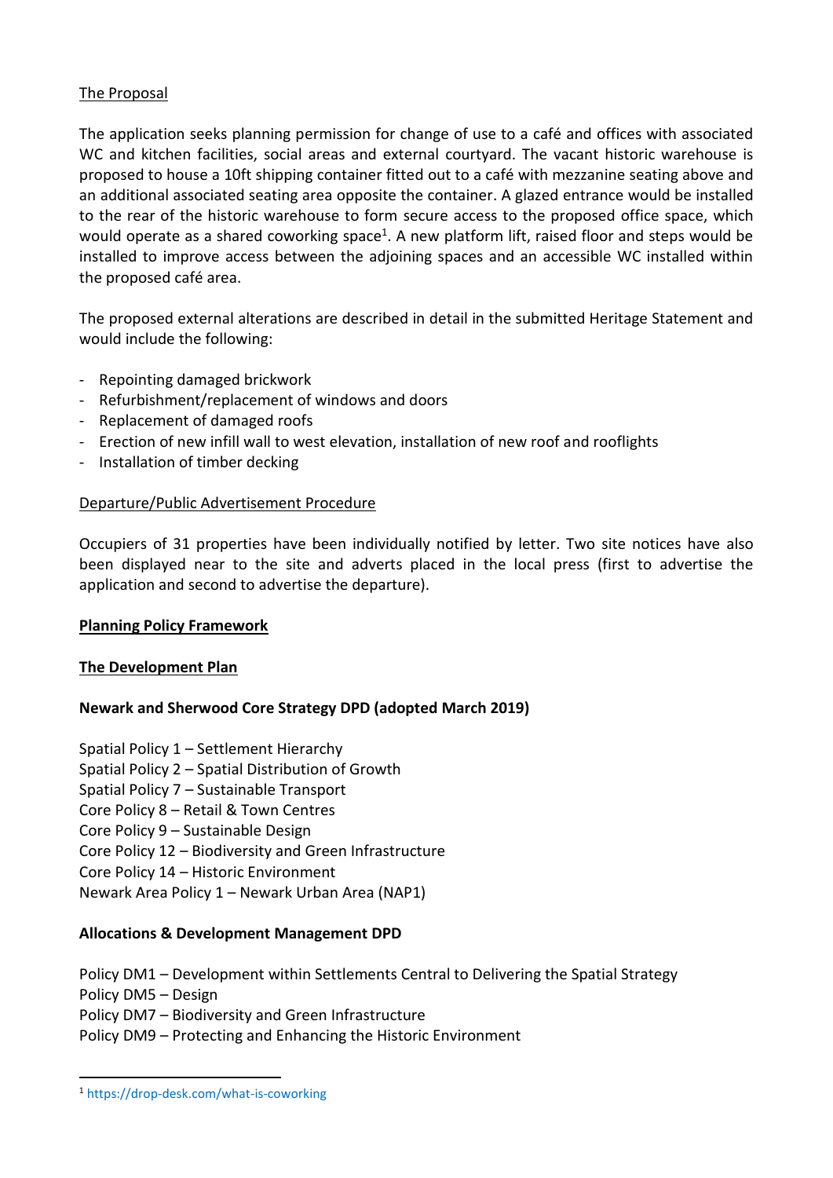The Proposal

The application seeks planning permission for change of use to a café and offices with associated WC and kitchen facilities, social areas and external courtyard. The vacant historic warehouse is proposed to house a 10ft shipping container fitted out to a café with mezzanine seating above and an additional associated seating area opposite the container. A glazed entrance would be installed to the rear of the historic warehouse to form secure access to the proposed office space, which would operate as a shared coworking space[1]. A new platform lift, raised floor and steps would be installed to improve access between the adjoining spaces and an accessible WC installed within the proposed café area.

The proposed external alterations are described in detail in the submitted Heritage Statement and would include the following:

- Repointing damaged brickwork
- Refurbishment/replacement of windows and doors
- Replacement of damaged roofs
- Erection of new infill wall to west elevation, installation of new roof and rooflights
- Installation of timber decking

Departure/Public Advertisement Procedure

Occupiers of 31 properties have been individually notified by letter. Two site notices have also been displayed near to the site and adverts placed in the local press (first to advertise the application and second to advertise the departure).

## Planning Policy Framework

### The Development Plan

**Newark and Sherwood Core Strategy DPD (adopted March 2019)**

Spatial Policy 1 – Settlement Hierarchy
Spatial Policy 2 – Spatial Distribution of Growth
Spatial Policy 7 – Sustainable Transport
Core Policy 8 – Retail & Town Centres
Core Policy 9 – Sustainable Design
Core Policy 12 – Biodiversity and Green Infrastructure
Core Policy 14 – Historic Environment
Newark Area Policy 1 – Newark Urban Area (NAP1)

**Allocations & Development Management DPD**

Policy DM1 – Development within Settlements Central to Delivering the Spatial Strategy
Policy DM5 – Design
Policy DM7 – Biodiversity and Green Infrastructure
Policy DM9 – Protecting and Enhancing the Historic Environment

[1] https://drop-desk.com/what-is-coworking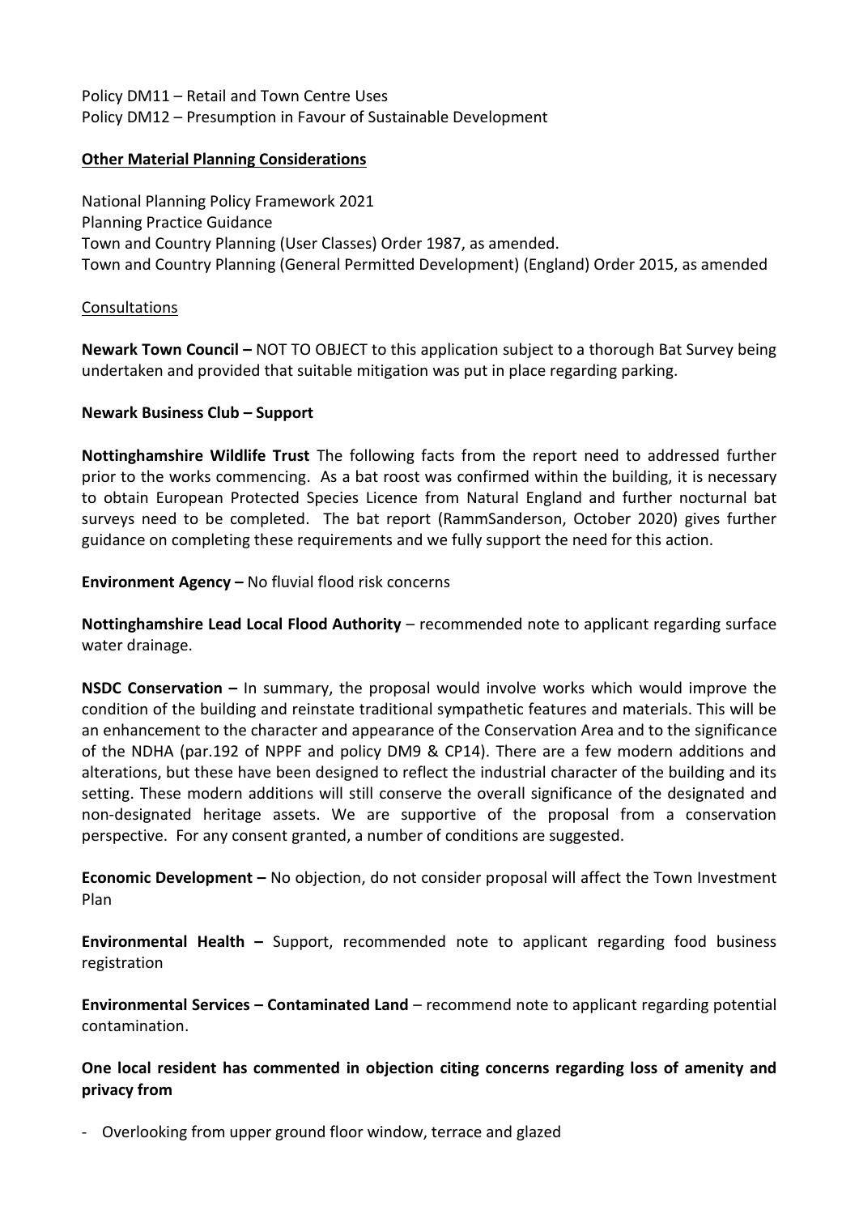Policy DM11 – Retail and Town Centre Uses
Policy DM12 – Presumption in Favour of Sustainable Development

**Other Material Planning Considerations**

National Planning Policy Framework 2021
Planning Practice Guidance
Town and Country Planning (User Classes) Order 1987, as amended.
Town and Country Planning (General Permitted Development) (England) Order 2015, as amended

Consultations

**Newark Town Council –** NOT TO OBJECT to this application subject to a thorough Bat Survey being undertaken and provided that suitable mitigation was put in place regarding parking.

**Newark Business Club – Support**

**Nottinghamshire Wildlife Trust** The following facts from the report need to addressed further prior to the works commencing. As a bat roost was confirmed within the building, it is necessary to obtain European Protected Species Licence from Natural England and further nocturnal bat surveys need to be completed. The bat report (RammSanderson, October 2020) gives further guidance on completing these requirements and we fully support the need for this action.

**Environment Agency –** No fluvial flood risk concerns

**Nottinghamshire Lead Local Flood Authority** – recommended note to applicant regarding surface water drainage.

**NSDC Conservation –** In summary, the proposal would involve works which would improve the condition of the building and reinstate traditional sympathetic features and materials. This will be an enhancement to the character and appearance of the Conservation Area and to the significance of the NDHA (par.192 of NPPF and policy DM9 & CP14). There are a few modern additions and alterations, but these have been designed to reflect the industrial character of the building and its setting. These modern additions will still conserve the overall significance of the designated and non-designated heritage assets. We are supportive of the proposal from a conservation perspective. For any consent granted, a number of conditions are suggested.

**Economic Development –** No objection, do not consider proposal will affect the Town Investment Plan

**Environmental Health –** Support, recommended note to applicant regarding food business registration

**Environmental Services – Contaminated Land** – recommend note to applicant regarding potential contamination.

**One local resident has commented in objection citing concerns regarding loss of amenity and privacy from**

- Overlooking from upper ground floor window, terrace and glazed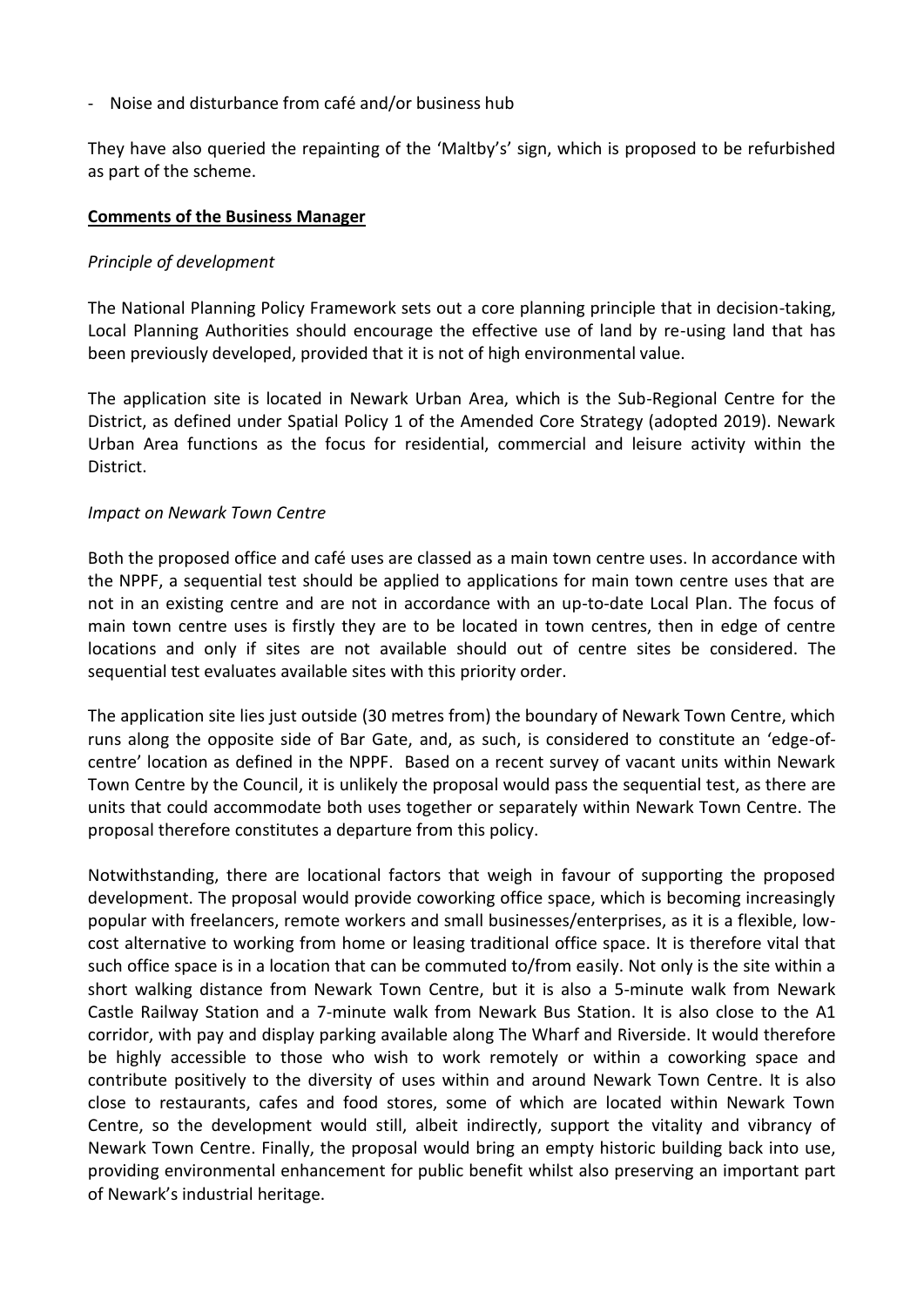- Noise and disturbance from café and/or business hub

They have also queried the repainting of the 'Maltby's' sign, which is proposed to be refurbished as part of the scheme.

**Comments of the Business Manager**

*Principle of development*

The National Planning Policy Framework sets out a core planning principle that in decision-taking, Local Planning Authorities should encourage the effective use of land by re-using land that has been previously developed, provided that it is not of high environmental value.

The application site is located in Newark Urban Area, which is the Sub-Regional Centre for the District, as defined under Spatial Policy 1 of the Amended Core Strategy (adopted 2019). Newark Urban Area functions as the focus for residential, commercial and leisure activity within the District.

*Impact on Newark Town Centre*

Both the proposed office and café uses are classed as a main town centre uses. In accordance with the NPPF, a sequential test should be applied to applications for main town centre uses that are not in an existing centre and are not in accordance with an up-to-date Local Plan. The focus of main town centre uses is firstly they are to be located in town centres, then in edge of centre locations and only if sites are not available should out of centre sites be considered. The sequential test evaluates available sites with this priority order.

The application site lies just outside (30 metres from) the boundary of Newark Town Centre, which runs along the opposite side of Bar Gate, and, as such, is considered to constitute an 'edge-of-centre' location as defined in the NPPF. Based on a recent survey of vacant units within Newark Town Centre by the Council, it is unlikely the proposal would pass the sequential test, as there are units that could accommodate both uses together or separately within Newark Town Centre. The proposal therefore constitutes a departure from this policy.

Notwithstanding, there are locational factors that weigh in favour of supporting the proposed development. The proposal would provide coworking office space, which is becoming increasingly popular with freelancers, remote workers and small businesses/enterprises, as it is a flexible, low-cost alternative to working from home or leasing traditional office space. It is therefore vital that such office space is in a location that can be commuted to/from easily. Not only is the site within a short walking distance from Newark Town Centre, but it is also a 5-minute walk from Newark Castle Railway Station and a 7-minute walk from Newark Bus Station. It is also close to the A1 corridor, with pay and display parking available along The Wharf and Riverside. It would therefore be highly accessible to those who wish to work remotely or within a coworking space and contribute positively to the diversity of uses within and around Newark Town Centre. It is also close to restaurants, cafes and food stores, some of which are located within Newark Town Centre, so the development would still, albeit indirectly, support the vitality and vibrancy of Newark Town Centre. Finally, the proposal would bring an empty historic building back into use, providing environmental enhancement for public benefit whilst also preserving an important part of Newark's industrial heritage.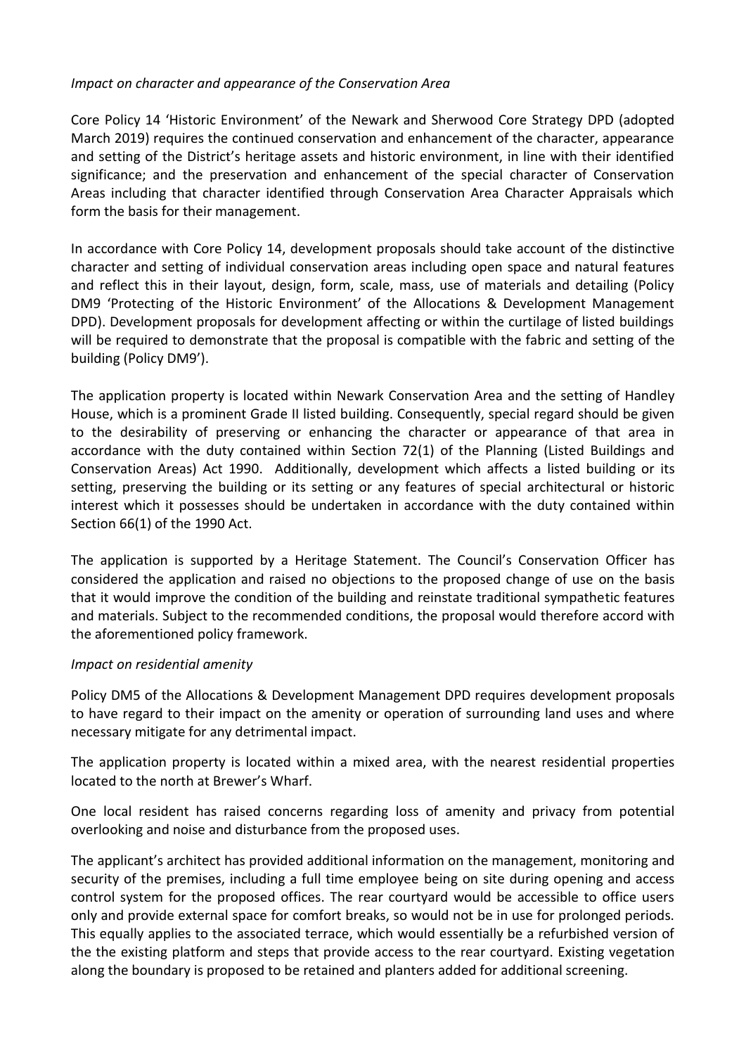*Impact on character and appearance of the Conservation Area*

Core Policy 14 'Historic Environment' of the Newark and Sherwood Core Strategy DPD (adopted March 2019) requires the continued conservation and enhancement of the character, appearance and setting of the District's heritage assets and historic environment, in line with their identified significance; and the preservation and enhancement of the special character of Conservation Areas including that character identified through Conservation Area Character Appraisals which form the basis for their management.

In accordance with Core Policy 14, development proposals should take account of the distinctive character and setting of individual conservation areas including open space and natural features and reflect this in their layout, design, form, scale, mass, use of materials and detailing (Policy DM9 'Protecting of the Historic Environment' of the Allocations & Development Management DPD). Development proposals for development affecting or within the curtilage of listed buildings will be required to demonstrate that the proposal is compatible with the fabric and setting of the building (Policy DM9').

The application property is located within Newark Conservation Area and the setting of Handley House, which is a prominent Grade II listed building. Consequently, special regard should be given to the desirability of preserving or enhancing the character or appearance of that area in accordance with the duty contained within Section 72(1) of the Planning (Listed Buildings and Conservation Areas) Act 1990. Additionally, development which affects a listed building or its setting, preserving the building or its setting or any features of special architectural or historic interest which it possesses should be undertaken in accordance with the duty contained within Section 66(1) of the 1990 Act.

The application is supported by a Heritage Statement. The Council's Conservation Officer has considered the application and raised no objections to the proposed change of use on the basis that it would improve the condition of the building and reinstate traditional sympathetic features and materials. Subject to the recommended conditions, the proposal would therefore accord with the aforementioned policy framework.

*Impact on residential amenity*

Policy DM5 of the Allocations & Development Management DPD requires development proposals to have regard to their impact on the amenity or operation of surrounding land uses and where necessary mitigate for any detrimental impact.

The application property is located within a mixed area, with the nearest residential properties located to the north at Brewer's Wharf.

One local resident has raised concerns regarding loss of amenity and privacy from potential overlooking and noise and disturbance from the proposed uses.

The applicant's architect has provided additional information on the management, monitoring and security of the premises, including a full time employee being on site during opening and access control system for the proposed offices. The rear courtyard would be accessible to office users only and provide external space for comfort breaks, so would not be in use for prolonged periods. This equally applies to the associated terrace, which would essentially be a refurbished version of the the existing platform and steps that provide access to the rear courtyard. Existing vegetation along the boundary is proposed to be retained and planters added for additional screening.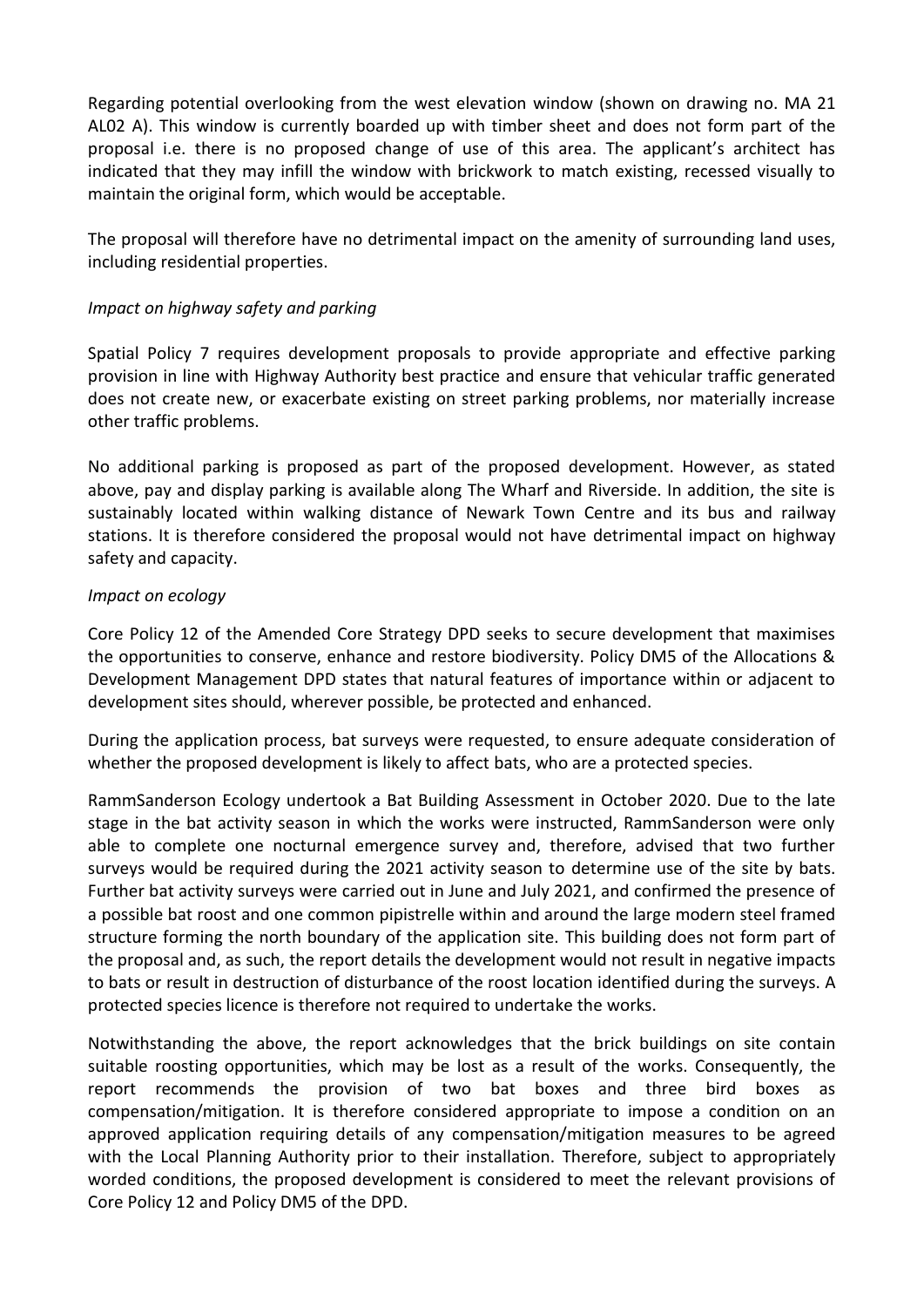Regarding potential overlooking from the west elevation window (shown on drawing no. MA 21 AL02 A). This window is currently boarded up with timber sheet and does not form part of the proposal i.e. there is no proposed change of use of this area. The applicant's architect has indicated that they may infill the window with brickwork to match existing, recessed visually to maintain the original form, which would be acceptable.

The proposal will therefore have no detrimental impact on the amenity of surrounding land uses, including residential properties.

*Impact on highway safety and parking*

Spatial Policy 7 requires development proposals to provide appropriate and effective parking provision in line with Highway Authority best practice and ensure that vehicular traffic generated does not create new, or exacerbate existing on street parking problems, nor materially increase other traffic problems.

No additional parking is proposed as part of the proposed development. However, as stated above, pay and display parking is available along The Wharf and Riverside. In addition, the site is sustainably located within walking distance of Newark Town Centre and its bus and railway stations. It is therefore considered the proposal would not have detrimental impact on highway safety and capacity.

*Impact on ecology*

Core Policy 12 of the Amended Core Strategy DPD seeks to secure development that maximises the opportunities to conserve, enhance and restore biodiversity. Policy DM5 of the Allocations & Development Management DPD states that natural features of importance within or adjacent to development sites should, wherever possible, be protected and enhanced.

During the application process, bat surveys were requested, to ensure adequate consideration of whether the proposed development is likely to affect bats, who are a protected species.

RammSanderson Ecology undertook a Bat Building Assessment in October 2020. Due to the late stage in the bat activity season in which the works were instructed, RammSanderson were only able to complete one nocturnal emergence survey and, therefore, advised that two further surveys would be required during the 2021 activity season to determine use of the site by bats. Further bat activity surveys were carried out in June and July 2021, and confirmed the presence of a possible bat roost and one common pipistrelle within and around the large modern steel framed structure forming the north boundary of the application site. This building does not form part of the proposal and, as such, the report details the development would not result in negative impacts to bats or result in destruction of disturbance of the roost location identified during the surveys. A protected species licence is therefore not required to undertake the works.

Notwithstanding the above, the report acknowledges that the brick buildings on site contain suitable roosting opportunities, which may be lost as a result of the works. Consequently, the report recommends the provision of two bat boxes and three bird boxes as compensation/mitigation. It is therefore considered appropriate to impose a condition on an approved application requiring details of any compensation/mitigation measures to be agreed with the Local Planning Authority prior to their installation. Therefore, subject to appropriately worded conditions, the proposed development is considered to meet the relevant provisions of Core Policy 12 and Policy DM5 of the DPD.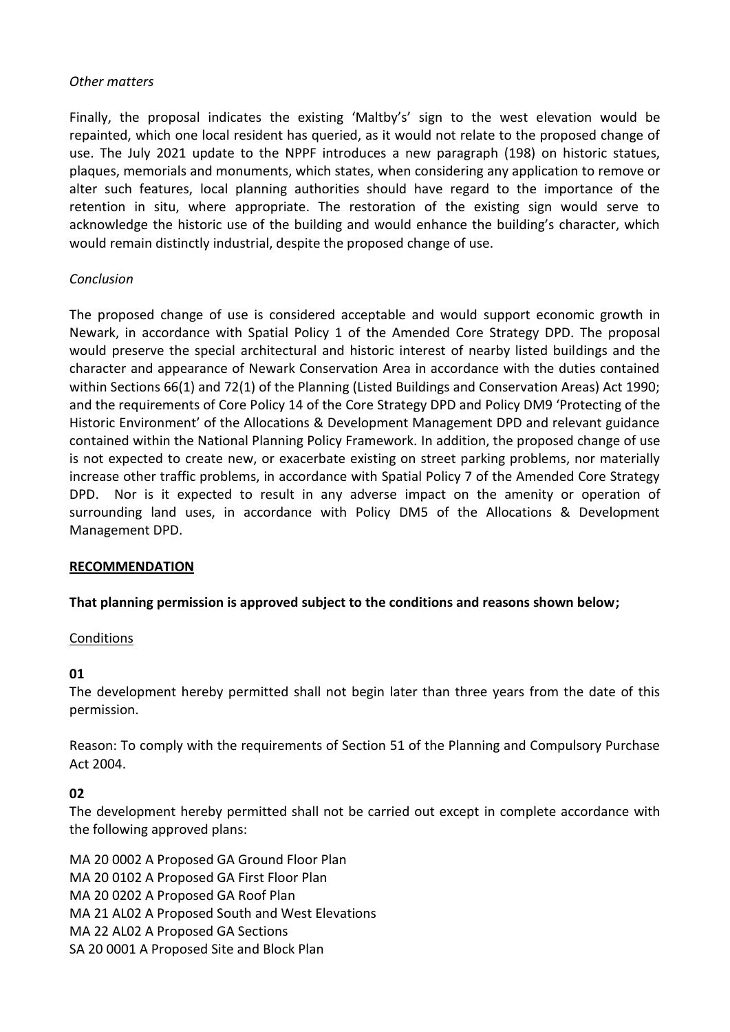*Other matters*

Finally, the proposal indicates the existing 'Maltby's' sign to the west elevation would be repainted, which one local resident has queried, as it would not relate to the proposed change of use. The July 2021 update to the NPPF introduces a new paragraph (198) on historic statues, plaques, memorials and monuments, which states, when considering any application to remove or alter such features, local planning authorities should have regard to the importance of the retention in situ, where appropriate. The restoration of the existing sign would serve to acknowledge the historic use of the building and would enhance the building's character, which would remain distinctly industrial, despite the proposed change of use.

*Conclusion*

The proposed change of use is considered acceptable and would support economic growth in Newark, in accordance with Spatial Policy 1 of the Amended Core Strategy DPD. The proposal would preserve the special architectural and historic interest of nearby listed buildings and the character and appearance of Newark Conservation Area in accordance with the duties contained within Sections 66(1) and 72(1) of the Planning (Listed Buildings and Conservation Areas) Act 1990; and the requirements of Core Policy 14 of the Core Strategy DPD and Policy DM9 'Protecting of the Historic Environment' of the Allocations & Development Management DPD and relevant guidance contained within the National Planning Policy Framework. In addition, the proposed change of use is not expected to create new, or exacerbate existing on street parking problems, nor materially increase other traffic problems, in accordance with Spatial Policy 7 of the Amended Core Strategy DPD. Nor is it expected to result in any adverse impact on the amenity or operation of surrounding land uses, in accordance with Policy DM5 of the Allocations & Development Management DPD.

## RECOMMENDATION

**That planning permission is approved subject to the conditions and reasons shown below;**

Conditions

**01**

The development hereby permitted shall not begin later than three years from the date of this permission.

Reason: To comply with the requirements of Section 51 of the Planning and Compulsory Purchase Act 2004.

**02**

The development hereby permitted shall not be carried out except in complete accordance with the following approved plans:

MA 20 0002 A Proposed GA Ground Floor Plan
MA 20 0102 A Proposed GA First Floor Plan
MA 20 0202 A Proposed GA Roof Plan
MA 21 AL02 A Proposed South and West Elevations
MA 22 AL02 A Proposed GA Sections
SA 20 0001 A Proposed Site and Block Plan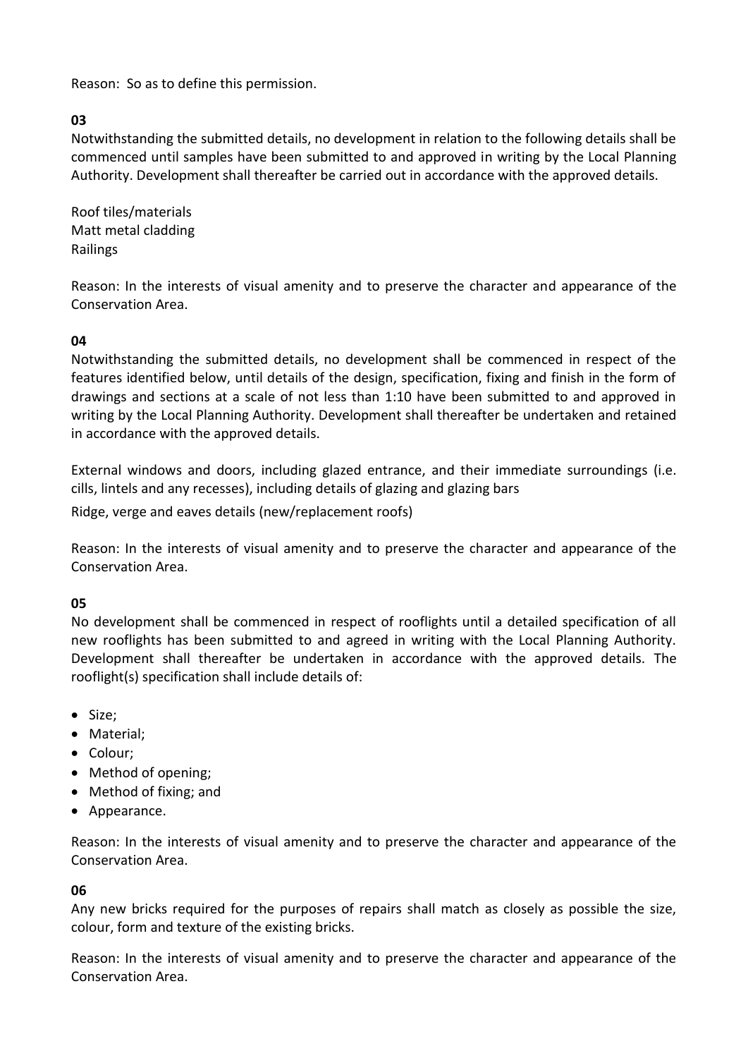Reason: So as to define this permission.

**03**

Notwithstanding the submitted details, no development in relation to the following details shall be commenced until samples have been submitted to and approved in writing by the Local Planning Authority. Development shall thereafter be carried out in accordance with the approved details.

Roof tiles/materials
Matt metal cladding
Railings

Reason: In the interests of visual amenity and to preserve the character and appearance of the Conservation Area.

**04**

Notwithstanding the submitted details, no development shall be commenced in respect of the features identified below, until details of the design, specification, fixing and finish in the form of drawings and sections at a scale of not less than 1:10 have been submitted to and approved in writing by the Local Planning Authority. Development shall thereafter be undertaken and retained in accordance with the approved details.

External windows and doors, including glazed entrance, and their immediate surroundings (i.e. cills, lintels and any recesses), including details of glazing and glazing bars

Ridge, verge and eaves details (new/replacement roofs)

Reason: In the interests of visual amenity and to preserve the character and appearance of the Conservation Area.

**05**

No development shall be commenced in respect of rooflights until a detailed specification of all new rooflights has been submitted to and agreed in writing with the Local Planning Authority. Development shall thereafter be undertaken in accordance with the approved details. The rooflight(s) specification shall include details of:

- Size;
- Material;
- Colour;
- Method of opening;
- Method of fixing; and
- Appearance.

Reason: In the interests of visual amenity and to preserve the character and appearance of the Conservation Area.

**06**

Any new bricks required for the purposes of repairs shall match as closely as possible the size, colour, form and texture of the existing bricks.

Reason: In the interests of visual amenity and to preserve the character and appearance of the Conservation Area.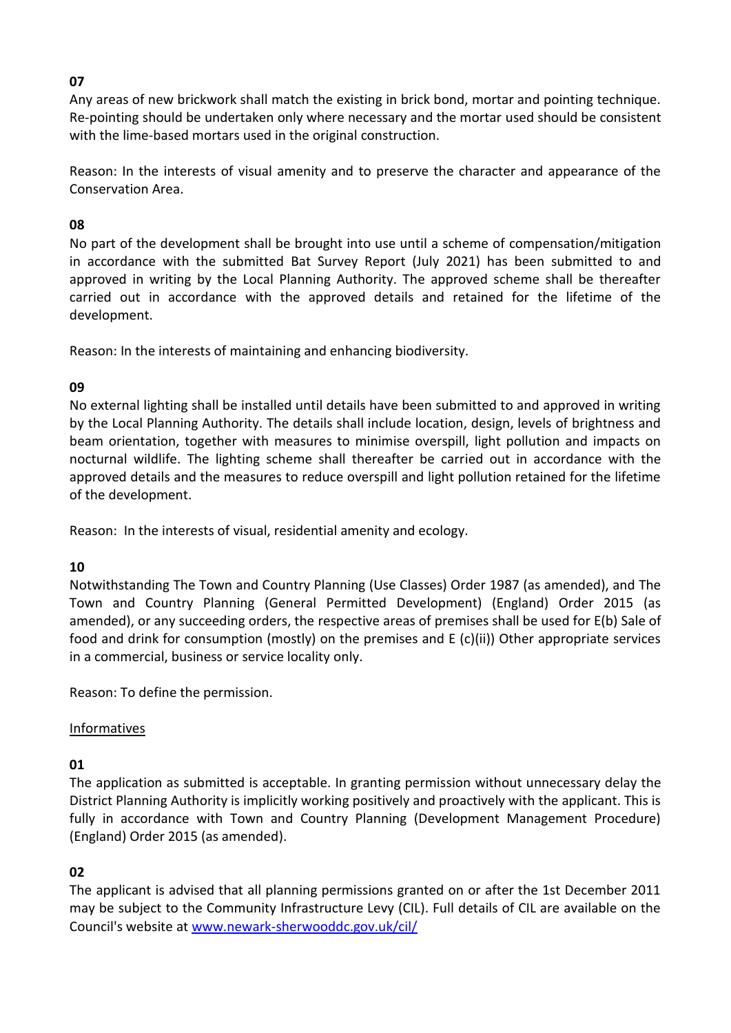**07**

Any areas of new brickwork shall match the existing in brick bond, mortar and pointing technique. Re-pointing should be undertaken only where necessary and the mortar used should be consistent with the lime-based mortars used in the original construction.

Reason: In the interests of visual amenity and to preserve the character and appearance of the Conservation Area.

**08**

No part of the development shall be brought into use until a scheme of compensation/mitigation in accordance with the submitted Bat Survey Report (July 2021) has been submitted to and approved in writing by the Local Planning Authority. The approved scheme shall be thereafter carried out in accordance with the approved details and retained for the lifetime of the development.

Reason: In the interests of maintaining and enhancing biodiversity.

**09**

No external lighting shall be installed until details have been submitted to and approved in writing by the Local Planning Authority. The details shall include location, design, levels of brightness and beam orientation, together with measures to minimise overspill, light pollution and impacts on nocturnal wildlife. The lighting scheme shall thereafter be carried out in accordance with the approved details and the measures to reduce overspill and light pollution retained for the lifetime of the development.

Reason: In the interests of visual, residential amenity and ecology.

**10**

Notwithstanding The Town and Country Planning (Use Classes) Order 1987 (as amended), and The Town and Country Planning (General Permitted Development) (England) Order 2015 (as amended), or any succeeding orders, the respective areas of premises shall be used for E(b) Sale of food and drink for consumption (mostly) on the premises and E (c)(ii)) Other appropriate services in a commercial, business or service locality only.

Reason: To define the permission.

Informatives

**01**

The application as submitted is acceptable. In granting permission without unnecessary delay the District Planning Authority is implicitly working positively and proactively with the applicant. This is fully in accordance with Town and Country Planning (Development Management Procedure) (England) Order 2015 (as amended).

**02**

The applicant is advised that all planning permissions granted on or after the 1st December 2011 may be subject to the Community Infrastructure Levy (CIL). Full details of CIL are available on the Council's website at www.newark-sherwooddc.gov.uk/cil/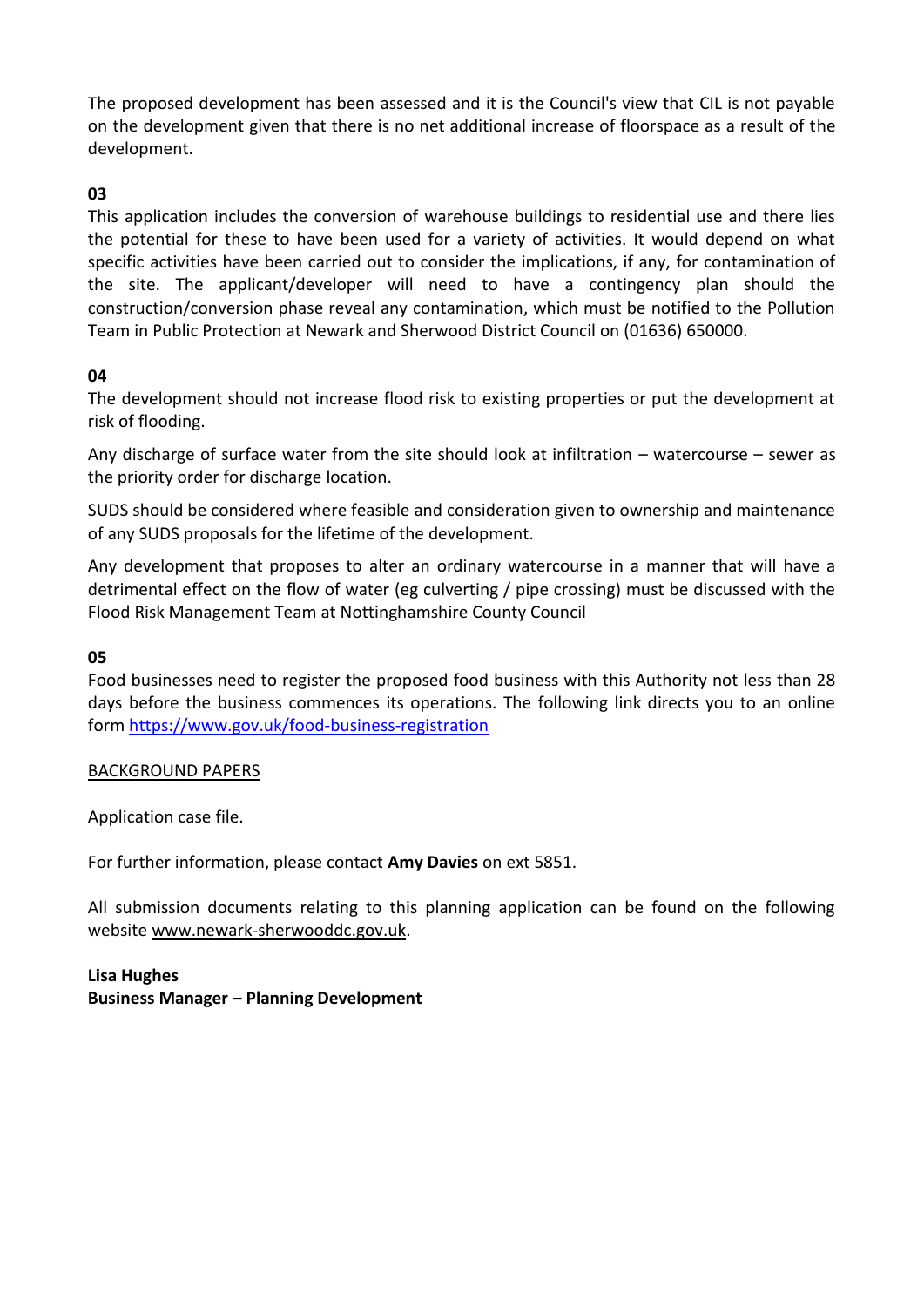The proposed development has been assessed and it is the Council's view that CIL is not payable on the development given that there is no net additional increase of floorspace as a result of the development.

**03**

This application includes the conversion of warehouse buildings to residential use and there lies the potential for these to have been used for a variety of activities. It would depend on what specific activities have been carried out to consider the implications, if any, for contamination of the site. The applicant/developer will need to have a contingency plan should the construction/conversion phase reveal any contamination, which must be notified to the Pollution Team in Public Protection at Newark and Sherwood District Council on (01636) 650000.

**04**

The development should not increase flood risk to existing properties or put the development at risk of flooding.

Any discharge of surface water from the site should look at infiltration – watercourse – sewer as the priority order for discharge location.

SUDS should be considered where feasible and consideration given to ownership and maintenance of any SUDS proposals for the lifetime of the development.

Any development that proposes to alter an ordinary watercourse in a manner that will have a detrimental effect on the flow of water (eg culverting / pipe crossing) must be discussed with the Flood Risk Management Team at Nottinghamshire County Council

**05**

Food businesses need to register the proposed food business with this Authority not less than 28 days before the business commences its operations. The following link directs you to an online form [https://www.gov.uk/food-business-registration](https://www.gov.uk/food-business-registration)

BACKGROUND PAPERS

Application case file.

For further information, please contact **Amy Davies** on ext 5851.

All submission documents relating to this planning application can be found on the following website www.newark-sherwooddc.gov.uk.

**Lisa Hughes**
**Business Manager – Planning Development**